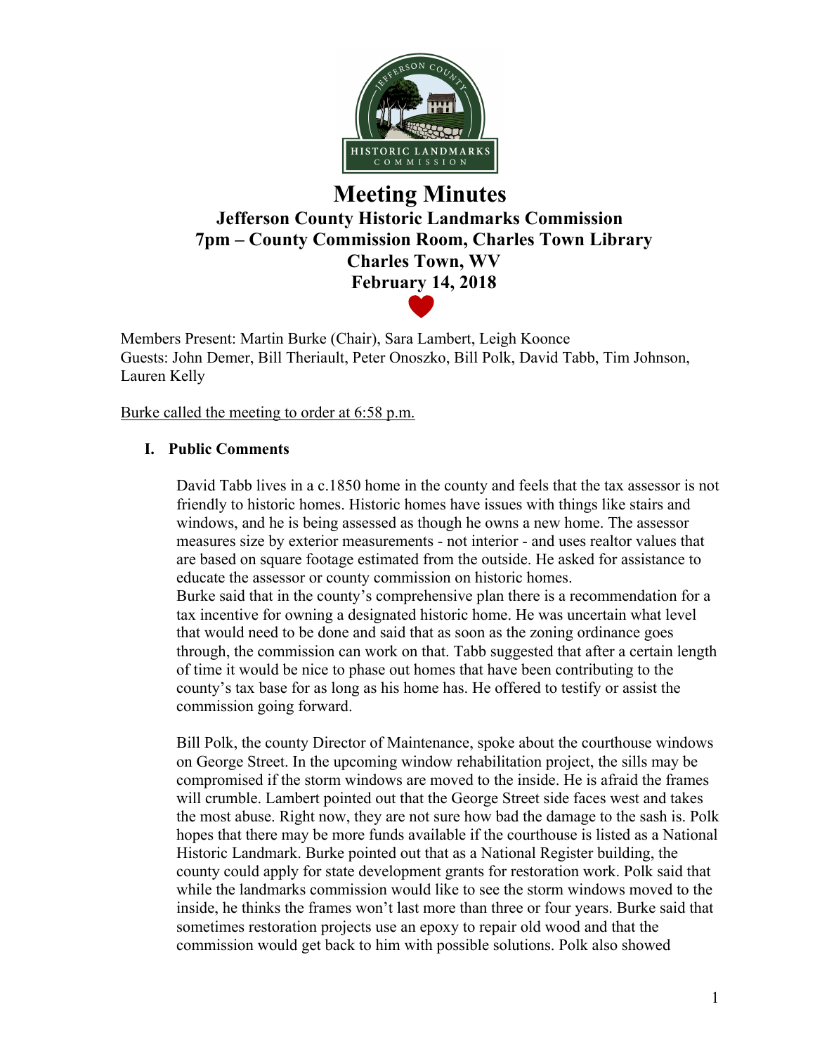# Meeting Minutes

## Jefferson County Historic Landmarks Commission
## 7pm – County Commission Room, Charles Town Library
## Charles Town, WV
## February 14, 2018

Members Present: Martin Burke (Chair), Sara Lambert, Leigh Koonce
Guests: John Demer, Bill Theriault, Peter Onoszko, Bill Polk, David Tabb, Tim Johnson, Lauren Kelly

Burke called the meeting to order at 6:58 p.m.

**I. Public Comments**

David Tabb lives in a c.1850 home in the county and feels that the tax assessor is not friendly to historic homes. Historic homes have issues with things like stairs and windows, and he is being assessed as though he owns a new home. The assessor measures size by exterior measurements - not interior - and uses realtor values that are based on square footage estimated from the outside. He asked for assistance to educate the assessor or county commission on historic homes.
Burke said that in the county's comprehensive plan there is a recommendation for a tax incentive for owning a designated historic home. He was uncertain what level that would need to be done and said that as soon as the zoning ordinance goes through, the commission can work on that. Tabb suggested that after a certain length of time it would be nice to phase out homes that have been contributing to the county's tax base for as long as his home has. He offered to testify or assist the commission going forward.

Bill Polk, the county Director of Maintenance, spoke about the courthouse windows on George Street. In the upcoming window rehabilitation project, the sills may be compromised if the storm windows are moved to the inside. He is afraid the frames will crumble. Lambert pointed out that the George Street side faces west and takes the most abuse. Right now, they are not sure how bad the damage to the sash is. Polk hopes that there may be more funds available if the courthouse is listed as a National Historic Landmark. Burke pointed out that as a National Register building, the county could apply for state development grants for restoration work. Polk said that while the landmarks commission would like to see the storm windows moved to the inside, he thinks the frames won't last more than three or four years. Burke said that sometimes restoration projects use an epoxy to repair old wood and that the commission would get back to him with possible solutions. Polk also showed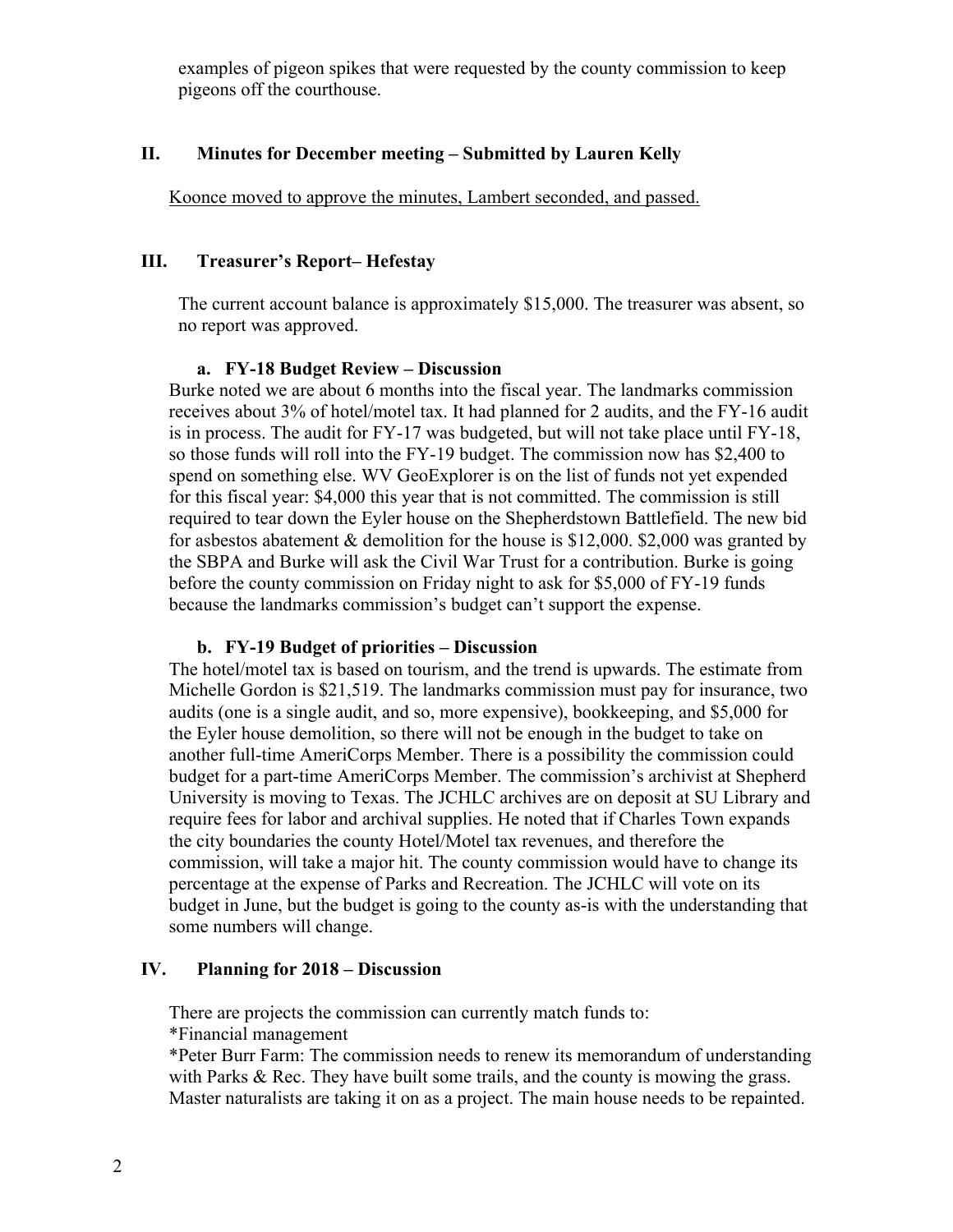examples of pigeon spikes that were requested by the county commission to keep pigeons off the courthouse.

## II. Minutes for December meeting – Submitted by Lauren Kelly

<u>Koonce moved to approve the minutes, Lambert seconded, and passed.</u>

## III. Treasurer's Report– Hefestay

The current account balance is approximately $15,000. The treasurer was absent, so no report was approved.

### a. FY-18 Budget Review – Discussion

Burke noted we are about 6 months into the fiscal year. The landmarks commission receives about 3% of hotel/motel tax. It had planned for 2 audits, and the FY-16 audit is in process. The audit for FY-17 was budgeted, but will not take place until FY-18, so those funds will roll into the FY-19 budget. The commission now has $2,400 to spend on something else. WV GeoExplorer is on the list of funds not yet expended for this fiscal year: $4,000 this year that is not committed. The commission is still required to tear down the Eyler house on the Shepherdstown Battlefield. The new bid for asbestos abatement & demolition for the house is $12,000. $2,000 was granted by the SBPA and Burke will ask the Civil War Trust for a contribution. Burke is going before the county commission on Friday night to ask for $5,000 of FY-19 funds because the landmarks commission's budget can't support the expense.

### b. FY-19 Budget of priorities – Discussion

The hotel/motel tax is based on tourism, and the trend is upwards. The estimate from Michelle Gordon is $21,519. The landmarks commission must pay for insurance, two audits (one is a single audit, and so, more expensive), bookkeeping, and $5,000 for the Eyler house demolition, so there will not be enough in the budget to take on another full-time AmeriCorps Member. There is a possibility the commission could budget for a part-time AmeriCorps Member. The commission's archivist at Shepherd University is moving to Texas. The JCHLC archives are on deposit at SU Library and require fees for labor and archival supplies. He noted that if Charles Town expands the city boundaries the county Hotel/Motel tax revenues, and therefore the commission, will take a major hit. The county commission would have to change its percentage at the expense of Parks and Recreation. The JCHLC will vote on its budget in June, but the budget is going to the county as-is with the understanding that some numbers will change.

## IV. Planning for 2018 – Discussion

There are projects the commission can currently match funds to:

*Financial management

*Peter Burr Farm: The commission needs to renew its memorandum of understanding with Parks & Rec. They have built some trails, and the county is mowing the grass. Master naturalists are taking it on as a project. The main house needs to be repainted.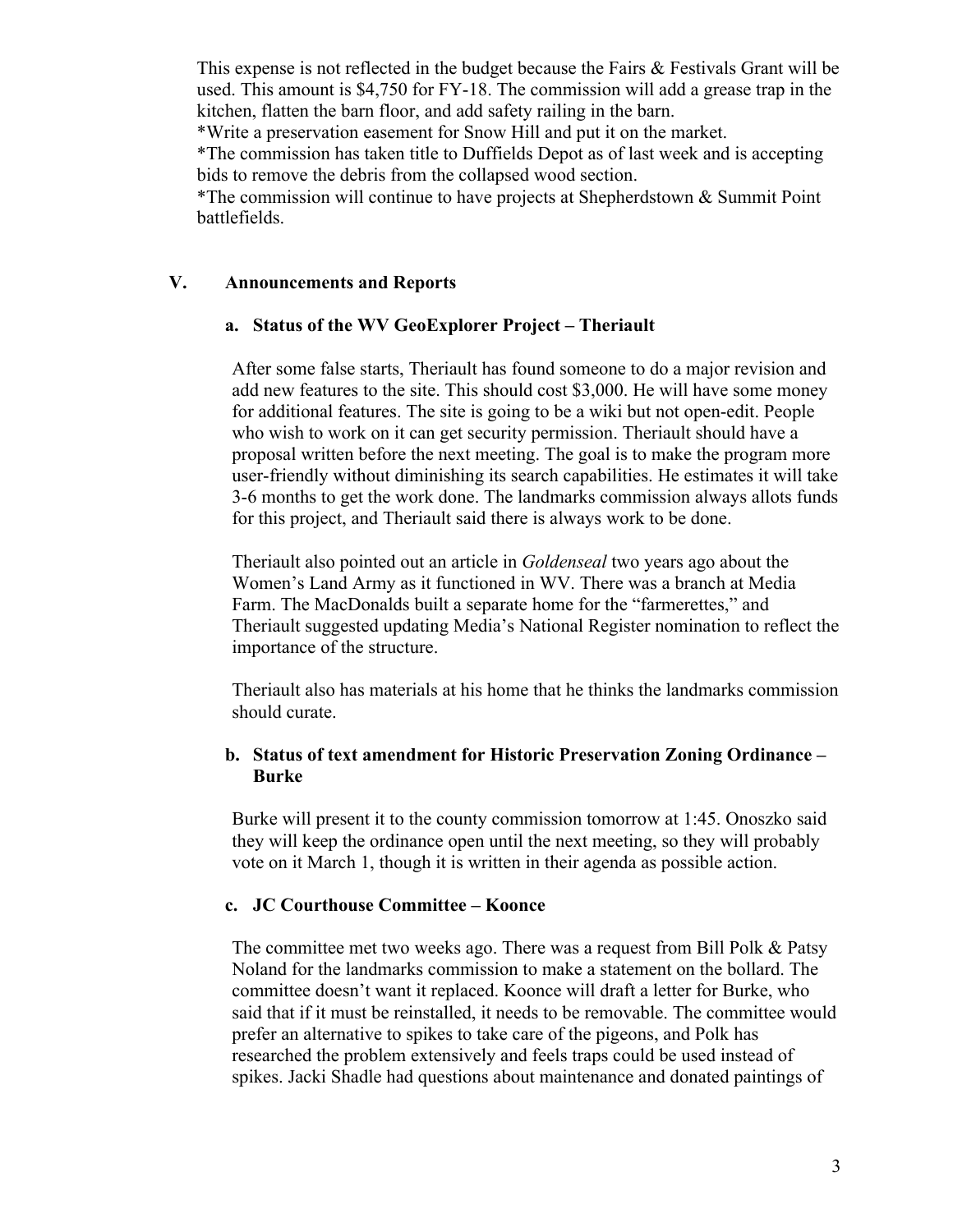This expense is not reflected in the budget because the Fairs & Festivals Grant will be used. This amount is $4,750 for FY-18. The commission will add a grease trap in the kitchen, flatten the barn floor, and add safety railing in the barn.
*Write a preservation easement for Snow Hill and put it on the market.
*The commission has taken title to Duffields Depot as of last week and is accepting bids to remove the debris from the collapsed wood section.
*The commission will continue to have projects at Shepherdstown & Summit Point battlefields.

## V. Announcements and Reports

### a. Status of the WV GeoExplorer Project – Theriault

After some false starts, Theriault has found someone to do a major revision and add new features to the site. This should cost $3,000. He will have some money for additional features. The site is going to be a wiki but not open-edit. People who wish to work on it can get security permission. Theriault should have a proposal written before the next meeting. The goal is to make the program more user-friendly without diminishing its search capabilities. He estimates it will take 3-6 months to get the work done. The landmarks commission always allots funds for this project, and Theriault said there is always work to be done.

Theriault also pointed out an article in *Goldenseal* two years ago about the Women's Land Army as it functioned in WV. There was a branch at Media Farm. The MacDonalds built a separate home for the "farmerettes," and Theriault suggested updating Media's National Register nomination to reflect the importance of the structure.

Theriault also has materials at his home that he thinks the landmarks commission should curate.

### b. Status of text amendment for Historic Preservation Zoning Ordinance – Burke

Burke will present it to the county commission tomorrow at 1:45. Onoszko said they will keep the ordinance open until the next meeting, so they will probably vote on it March 1, though it is written in their agenda as possible action.

### c. JC Courthouse Committee – Koonce

The committee met two weeks ago. There was a request from Bill Polk & Patsy Noland for the landmarks commission to make a statement on the bollard. The committee doesn't want it replaced. Koonce will draft a letter for Burke, who said that if it must be reinstalled, it needs to be removable. The committee would prefer an alternative to spikes to take care of the pigeons, and Polk has researched the problem extensively and feels traps could be used instead of spikes. Jacki Shadle had questions about maintenance and donated paintings of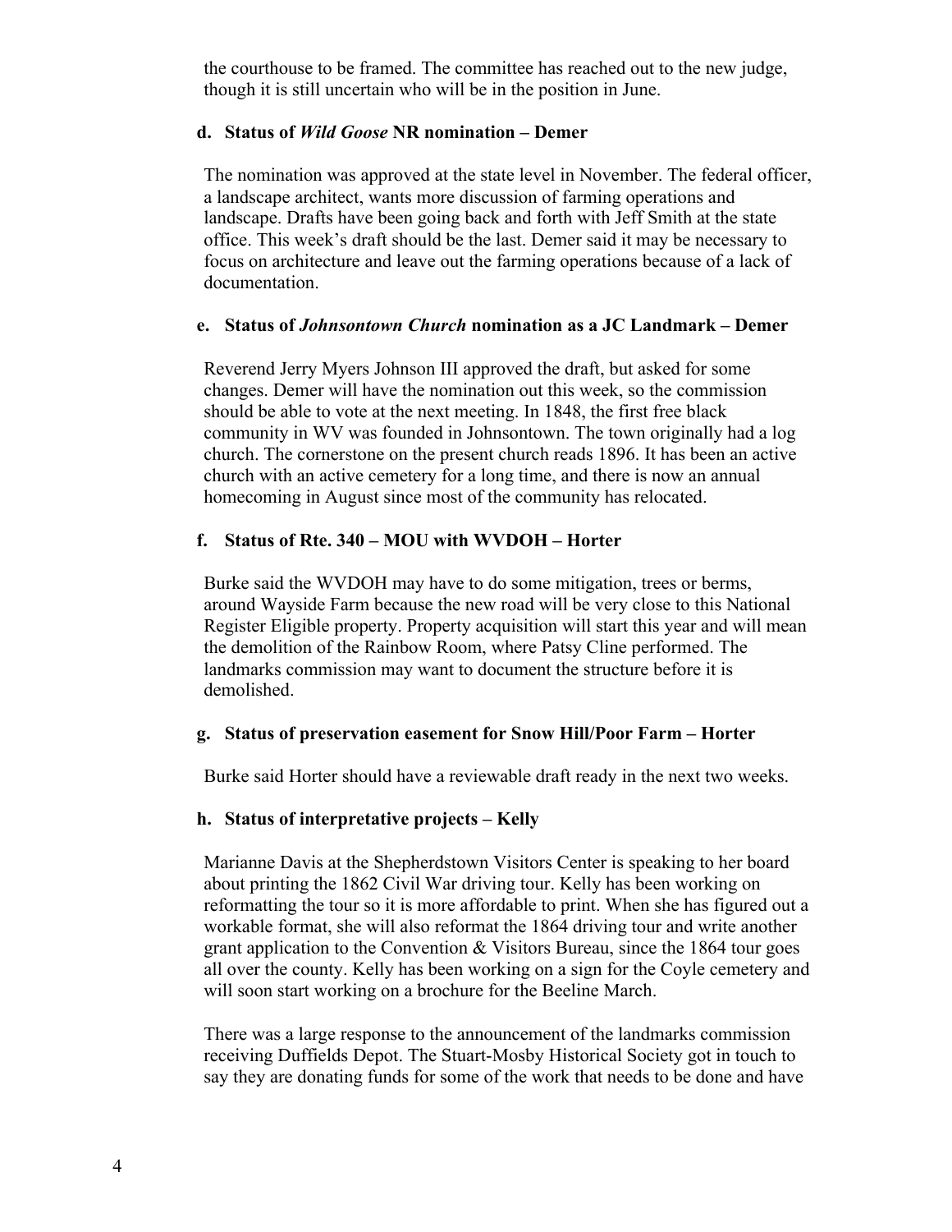the courthouse to be framed. The committee has reached out to the new judge, though it is still uncertain who will be in the position in June.

**d. Status of *Wild Goose* NR nomination – Demer**

The nomination was approved at the state level in November. The federal officer, a landscape architect, wants more discussion of farming operations and landscape. Drafts have been going back and forth with Jeff Smith at the state office. This week's draft should be the last. Demer said it may be necessary to focus on architecture and leave out the farming operations because of a lack of documentation.

**e. Status of *Johnsontown Church* nomination as a JC Landmark – Demer**

Reverend Jerry Myers Johnson III approved the draft, but asked for some changes. Demer will have the nomination out this week, so the commission should be able to vote at the next meeting. In 1848, the first free black community in WV was founded in Johnsontown. The town originally had a log church. The cornerstone on the present church reads 1896. It has been an active church with an active cemetery for a long time, and there is now an annual homecoming in August since most of the community has relocated.

**f. Status of Rte. 340 – MOU with WVDOH – Horter**

Burke said the WVDOH may have to do some mitigation, trees or berms, around Wayside Farm because the new road will be very close to this National Register Eligible property. Property acquisition will start this year and will mean the demolition of the Rainbow Room, where Patsy Cline performed. The landmarks commission may want to document the structure before it is demolished.

**g. Status of preservation easement for Snow Hill/Poor Farm – Horter**

Burke said Horter should have a reviewable draft ready in the next two weeks.

**h. Status of interpretative projects – Kelly**

Marianne Davis at the Shepherdstown Visitors Center is speaking to her board about printing the 1862 Civil War driving tour. Kelly has been working on reformatting the tour so it is more affordable to print. When she has figured out a workable format, she will also reformat the 1864 driving tour and write another grant application to the Convention & Visitors Bureau, since the 1864 tour goes all over the county. Kelly has been working on a sign for the Coyle cemetery and will soon start working on a brochure for the Beeline March.

There was a large response to the announcement of the landmarks commission receiving Duffields Depot. The Stuart-Mosby Historical Society got in touch to say they are donating funds for some of the work that needs to be done and have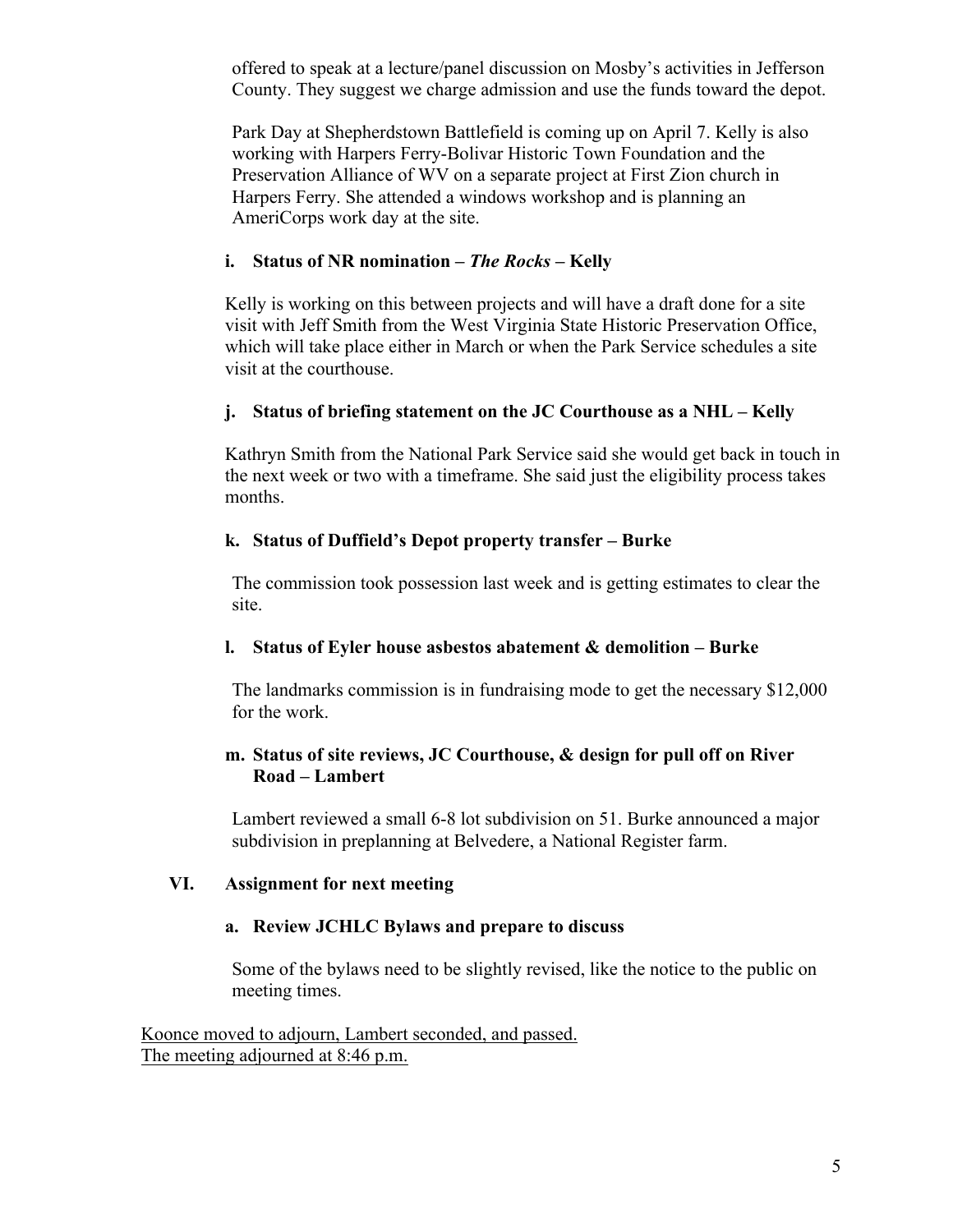offered to speak at a lecture/panel discussion on Mosby's activities in Jefferson County. They suggest we charge admission and use the funds toward the depot.

Park Day at Shepherdstown Battlefield is coming up on April 7. Kelly is also working with Harpers Ferry-Bolivar Historic Town Foundation and the Preservation Alliance of WV on a separate project at First Zion church in Harpers Ferry. She attended a windows workshop and is planning an AmeriCorps work day at the site.

**i. Status of NR nomination – *The Rocks* – Kelly**

Kelly is working on this between projects and will have a draft done for a site visit with Jeff Smith from the West Virginia State Historic Preservation Office, which will take place either in March or when the Park Service schedules a site visit at the courthouse.

**j. Status of briefing statement on the JC Courthouse as a NHL – Kelly**

Kathryn Smith from the National Park Service said she would get back in touch in the next week or two with a timeframe. She said just the eligibility process takes months.

**k. Status of Duffield's Depot property transfer – Burke**

The commission took possession last week and is getting estimates to clear the site.

**l. Status of Eyler house asbestos abatement & demolition – Burke**

The landmarks commission is in fundraising mode to get the necessary $12,000 for the work.

**m. Status of site reviews, JC Courthouse, & design for pull off on River Road – Lambert**

Lambert reviewed a small 6-8 lot subdivision on 51. Burke announced a major subdivision in preplanning at Belvedere, a National Register farm.

## VI. Assignment for next meeting

**a. Review JCHLC Bylaws and prepare to discuss**

Some of the bylaws need to be slightly revised, like the notice to the public on meeting times.

Koonce moved to adjourn, Lambert seconded, and passed.
The meeting adjourned at 8:46 p.m.